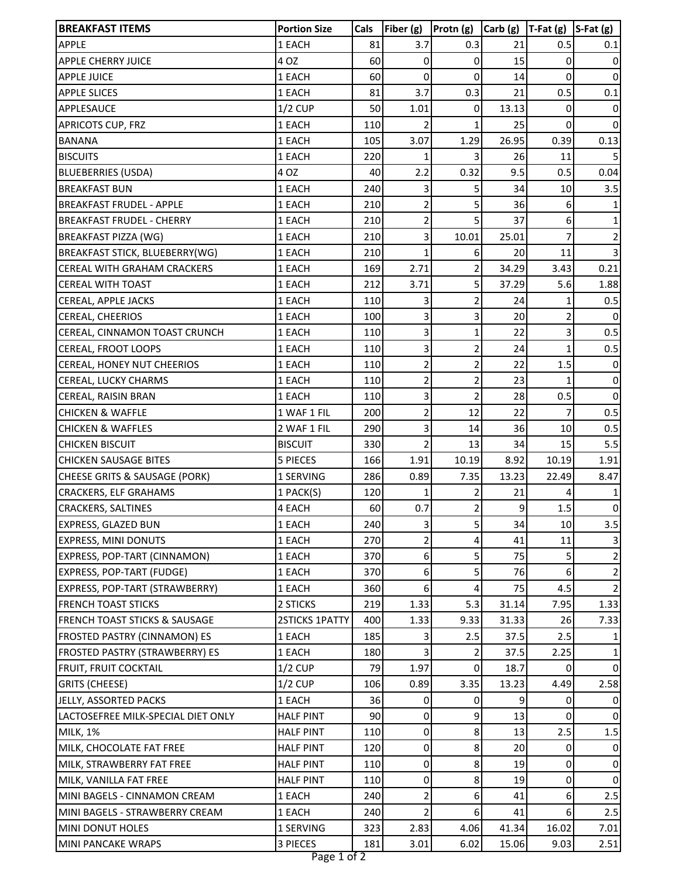| BREAKFAST ITEMS | Portion Size | Cals | Fiber (g) | Protn (g) | Carb (g) | T-Fat (g) | S-Fat (g) |
|---|---|---|---|---|---|---|---|
| APPLE | 1 EACH | 81 | 3.7 | 0.3 | 21 | 0.5 | 0.1 |
| APPLE CHERRY JUICE | 4 OZ | 60 | 0 | 0 | 15 | 0 | 0 |
| APPLE JUICE | 1 EACH | 60 | 0 | 0 | 14 | 0 | 0 |
| APPLE SLICES | 1 EACH | 81 | 3.7 | 0.3 | 21 | 0.5 | 0.1 |
| APPLESAUCE | 1/2 CUP | 50 | 1.01 | 0 | 13.13 | 0 | 0 |
| APRICOTS CUP, FRZ | 1 EACH | 110 | 2 | 1 | 25 | 0 | 0 |
| BANANA | 1 EACH | 105 | 3.07 | 1.29 | 26.95 | 0.39 | 0.13 |
| BISCUITS | 1 EACH | 220 | 1 | 3 | 26 | 11 | 5 |
| BLUEBERRIES (USDA) | 4 OZ | 40 | 2.2 | 0.32 | 9.5 | 0.5 | 0.04 |
| BREAKFAST BUN | 1 EACH | 240 | 3 | 5 | 34 | 10 | 3.5 |
| BREAKFAST FRUDEL - APPLE | 1 EACH | 210 | 2 | 5 | 36 | 6 | 1 |
| BREAKFAST FRUDEL - CHERRY | 1 EACH | 210 | 2 | 5 | 37 | 6 | 1 |
| BREAKFAST PIZZA (WG) | 1 EACH | 210 | 3 | 10.01 | 25.01 | 7 | 2 |
| BREAKFAST STICK, BLUEBERRY(WG) | 1 EACH | 210 | 1 | 6 | 20 | 11 | 3 |
| CEREAL WITH GRAHAM CRACKERS | 1 EACH | 169 | 2.71 | 2 | 34.29 | 3.43 | 0.21 |
| CEREAL WITH TOAST | 1 EACH | 212 | 3.71 | 5 | 37.29 | 5.6 | 1.88 |
| CEREAL, APPLE JACKS | 1 EACH | 110 | 3 | 2 | 24 | 1 | 0.5 |
| CEREAL, CHEERIOS | 1 EACH | 100 | 3 | 3 | 20 | 2 | 0 |
| CEREAL, CINNAMON TOAST CRUNCH | 1 EACH | 110 | 3 | 1 | 22 | 3 | 0.5 |
| CEREAL, FROOT LOOPS | 1 EACH | 110 | 3 | 2 | 24 | 1 | 0.5 |
| CEREAL, HONEY NUT CHEERIOS | 1 EACH | 110 | 2 | 2 | 22 | 1.5 | 0 |
| CEREAL, LUCKY CHARMS | 1 EACH | 110 | 2 | 2 | 23 | 1 | 0 |
| CEREAL, RAISIN BRAN | 1 EACH | 110 | 3 | 2 | 28 | 0.5 | 0 |
| CHICKEN & WAFFLE | 1 WAF 1 FIL | 200 | 2 | 12 | 22 | 7 | 0.5 |
| CHICKEN & WAFFLES | 2 WAF 1 FIL | 290 | 3 | 14 | 36 | 10 | 0.5 |
| CHICKEN BISCUIT | BISCUIT | 330 | 2 | 13 | 34 | 15 | 5.5 |
| CHICKEN SAUSAGE BITES | 5 PIECES | 166 | 1.91 | 10.19 | 8.92 | 10.19 | 1.91 |
| CHEESE GRITS & SAUSAGE (PORK) | 1 SERVING | 286 | 0.89 | 7.35 | 13.23 | 22.49 | 8.47 |
| CRACKERS, ELF GRAHAMS | 1 PACK(S) | 120 | 1 | 2 | 21 | 4 | 1 |
| CRACKERS, SALTINES | 4 EACH | 60 | 0.7 | 2 | 9 | 1.5 | 0 |
| EXPRESS, GLAZED BUN | 1 EACH | 240 | 3 | 5 | 34 | 10 | 3.5 |
| EXPRESS, MINI DONUTS | 1 EACH | 270 | 2 | 4 | 41 | 11 | 3 |
| EXPRESS, POP-TART (CINNAMON) | 1 EACH | 370 | 6 | 5 | 75 | 5 | 2 |
| EXPRESS, POP-TART (FUDGE) | 1 EACH | 370 | 6 | 5 | 76 | 6 | 2 |
| EXPRESS, POP-TART (STRAWBERRY) | 1 EACH | 360 | 6 | 4 | 75 | 4.5 | 2 |
| FRENCH TOAST STICKS | 2 STICKS | 219 | 1.33 | 5.3 | 31.14 | 7.95 | 1.33 |
| FRENCH TOAST STICKS & SAUSAGE | 2STICKS 1PATTY | 400 | 1.33 | 9.33 | 31.33 | 26 | 7.33 |
| FROSTED PASTRY (CINNAMON) ES | 1 EACH | 185 | 3 | 2.5 | 37.5 | 2.5 | 1 |
| FROSTED PASTRY (STRAWBERRY) ES | 1 EACH | 180 | 3 | 2 | 37.5 | 2.25 | 1 |
| FRUIT, FRUIT COCKTAIL | 1/2 CUP | 79 | 1.97 | 0 | 18.7 | 0 | 0 |
| GRITS (CHEESE) | 1/2 CUP | 106 | 0.89 | 3.35 | 13.23 | 4.49 | 2.58 |
| JELLY, ASSORTED PACKS | 1 EACH | 36 | 0 | 0 | 9 | 0 | 0 |
| LACTOSEFREE MILK-SPECIAL DIET ONLY | HALF PINT | 90 | 0 | 9 | 13 | 0 | 0 |
| MILK, 1% | HALF PINT | 110 | 0 | 8 | 13 | 2.5 | 1.5 |
| MILK, CHOCOLATE FAT FREE | HALF PINT | 120 | 0 | 8 | 20 | 0 | 0 |
| MILK, STRAWBERRY FAT FREE | HALF PINT | 110 | 0 | 8 | 19 | 0 | 0 |
| MILK, VANILLA FAT FREE | HALF PINT | 110 | 0 | 8 | 19 | 0 | 0 |
| MINI BAGELS - CINNAMON CREAM | 1 EACH | 240 | 2 | 6 | 41 | 6 | 2.5 |
| MINI BAGELS - STRAWBERRY CREAM | 1 EACH | 240 | 2 | 6 | 41 | 6 | 2.5 |
| MINI DONUT HOLES | 1 SERVING | 323 | 2.83 | 4.06 | 41.34 | 16.02 | 7.01 |
| MINI PANCAKE WRAPS | 3 PIECES | 181 | 3.01 | 6.02 | 15.06 | 9.03 | 2.51 |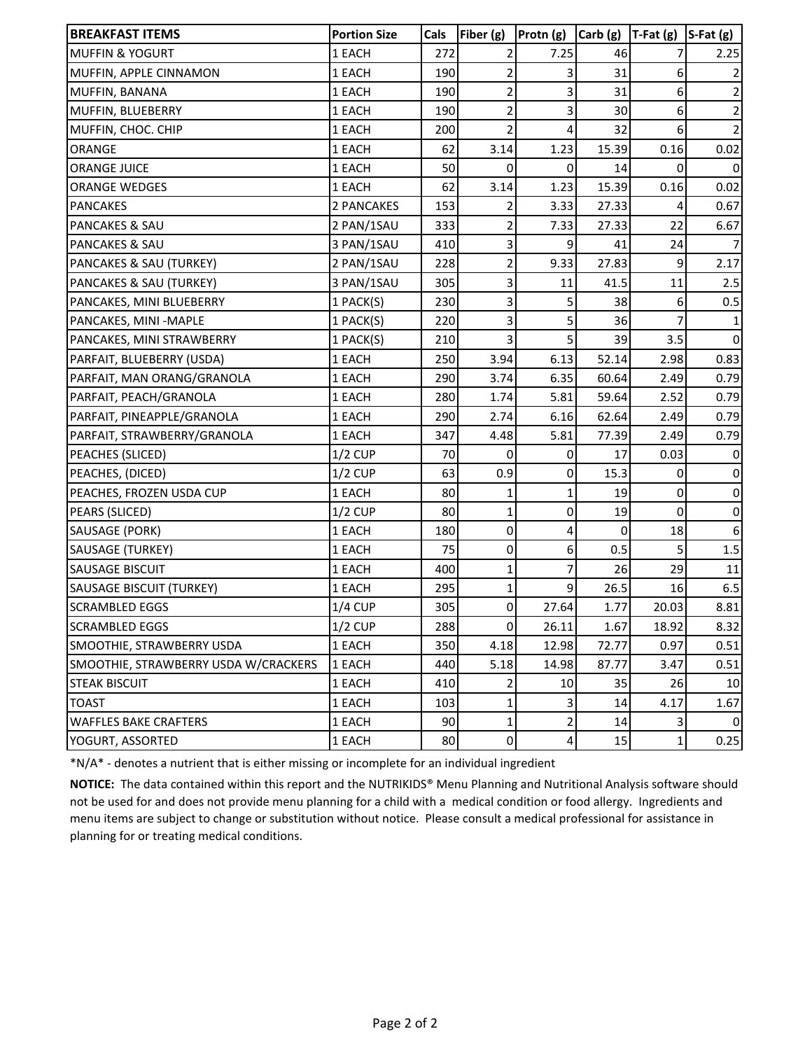| BREAKFAST ITEMS | Portion Size | Cals | Fiber (g) | Protn (g) | Carb (g) | T-Fat (g) | S-Fat (g) |
|---|---|---|---|---|---|---|---|
| MUFFIN & YOGURT | 1 EACH | 272 | 2 | 7.25 | 46 | 7 | 2.25 |
| MUFFIN, APPLE CINNAMON | 1 EACH | 190 | 2 | 3 | 31 | 6 | 2 |
| MUFFIN, BANANA | 1 EACH | 190 | 2 | 3 | 31 | 6 | 2 |
| MUFFIN, BLUEBERRY | 1 EACH | 190 | 2 | 3 | 30 | 6 | 2 |
| MUFFIN, CHOC. CHIP | 1 EACH | 200 | 2 | 4 | 32 | 6 | 2 |
| ORANGE | 1 EACH | 62 | 3.14 | 1.23 | 15.39 | 0.16 | 0.02 |
| ORANGE JUICE | 1 EACH | 50 | 0 | 0 | 14 | 0 | 0 |
| ORANGE WEDGES | 1 EACH | 62 | 3.14 | 1.23 | 15.39 | 0.16 | 0.02 |
| PANCAKES | 2 PANCAKES | 153 | 2 | 3.33 | 27.33 | 4 | 0.67 |
| PANCAKES & SAU | 2 PAN/1SAU | 333 | 2 | 7.33 | 27.33 | 22 | 6.67 |
| PANCAKES & SAU | 3 PAN/1SAU | 410 | 3 | 9 | 41 | 24 | 7 |
| PANCAKES & SAU (TURKEY) | 2 PAN/1SAU | 228 | 2 | 9.33 | 27.83 | 9 | 2.17 |
| PANCAKES & SAU (TURKEY) | 3 PAN/1SAU | 305 | 3 | 11 | 41.5 | 11 | 2.5 |
| PANCAKES, MINI BLUEBERRY | 1 PACK(S) | 230 | 3 | 5 | 38 | 6 | 0.5 |
| PANCAKES, MINI -MAPLE | 1 PACK(S) | 220 | 3 | 5 | 36 | 7 | 1 |
| PANCAKES, MINI STRAWBERRY | 1 PACK(S) | 210 | 3 | 5 | 39 | 3.5 | 0 |
| PARFAIT, BLUEBERRY (USDA) | 1 EACH | 250 | 3.94 | 6.13 | 52.14 | 2.98 | 0.83 |
| PARFAIT, MAN ORANG/GRANOLA | 1 EACH | 290 | 3.74 | 6.35 | 60.64 | 2.49 | 0.79 |
| PARFAIT, PEACH/GRANOLA | 1 EACH | 280 | 1.74 | 5.81 | 59.64 | 2.52 | 0.79 |
| PARFAIT, PINEAPPLE/GRANOLA | 1 EACH | 290 | 2.74 | 6.16 | 62.64 | 2.49 | 0.79 |
| PARFAIT, STRAWBERRY/GRANOLA | 1 EACH | 347 | 4.48 | 5.81 | 77.39 | 2.49 | 0.79 |
| PEACHES (SLICED) | 1/2 CUP | 70 | 0 | 0 | 17 | 0.03 | 0 |
| PEACHES, (DICED) | 1/2 CUP | 63 | 0.9 | 0 | 15.3 | 0 | 0 |
| PEACHES, FROZEN USDA CUP | 1 EACH | 80 | 1 | 1 | 19 | 0 | 0 |
| PEARS (SLICED) | 1/2 CUP | 80 | 1 | 0 | 19 | 0 | 0 |
| SAUSAGE (PORK) | 1 EACH | 180 | 0 | 4 | 0 | 18 | 6 |
| SAUSAGE (TURKEY) | 1 EACH | 75 | 0 | 6 | 0.5 | 5 | 1.5 |
| SAUSAGE BISCUIT | 1 EACH | 400 | 1 | 7 | 26 | 29 | 11 |
| SAUSAGE BISCUIT (TURKEY) | 1 EACH | 295 | 1 | 9 | 26.5 | 16 | 6.5 |
| SCRAMBLED EGGS | 1/4 CUP | 305 | 0 | 27.64 | 1.77 | 20.03 | 8.81 |
| SCRAMBLED EGGS | 1/2 CUP | 288 | 0 | 26.11 | 1.67 | 18.92 | 8.32 |
| SMOOTHIE, STRAWBERRY USDA | 1 EACH | 350 | 4.18 | 12.98 | 72.77 | 0.97 | 0.51 |
| SMOOTHIE, STRAWBERRY USDA W/CRACKERS | 1 EACH | 440 | 5.18 | 14.98 | 87.77 | 3.47 | 0.51 |
| STEAK BISCUIT | 1 EACH | 410 | 2 | 10 | 35 | 26 | 10 |
| TOAST | 1 EACH | 103 | 1 | 3 | 14 | 4.17 | 1.67 |
| WAFFLES BAKE CRAFTERS | 1 EACH | 90 | 1 | 2 | 14 | 3 | 0 |
| YOGURT, ASSORTED | 1 EACH | 80 | 0 | 4 | 15 | 1 | 0.25 |

*N/A* - denotes a nutrient that is either missing or incomplete for an individual ingredient

**NOTICE:** The data contained within this report and the NUTRIKIDS® Menu Planning and Nutritional Analysis software should not be used for and does not provide menu planning for a child with a medical condition or food allergy. Ingredients and menu items are subject to change or substitution without notice. Please consult a medical professional for assistance in planning for or treating medical conditions.